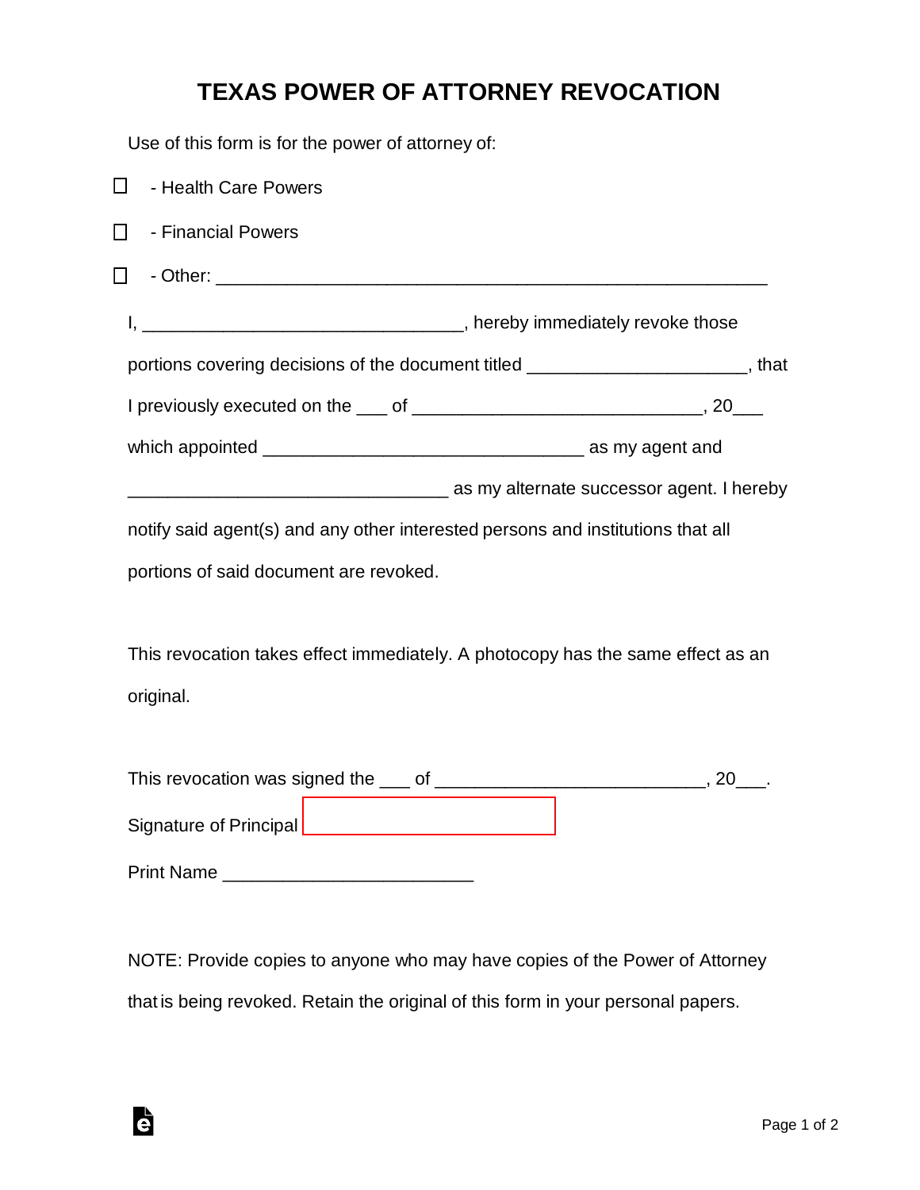# TEXAS POWER OF ATTORNEY REVOCATION

Use of this form is for the power of attorney of:

☐ - Health Care Powers

☐ - Financial Powers

☐ - Other: _______________________________________________________

I, ________________________________, hereby immediately revoke those portions covering decisions of the document titled _____________________, that I previously executed on the ___ of _____________________________, 20___ which appointed ________________________________ as my agent and ________________________________ as my alternate successor agent. I hereby notify said agent(s) and any other interested persons and institutions that all portions of said document are revoked.

This revocation takes effect immediately. A photocopy has the same effect as an original.

This revocation was signed the ___ of ___________________________, 20___.

Signature of Principal ________________________

Print Name _________________________

NOTE: Provide copies to anyone who may have copies of the Power of Attorney that is being revoked. Retain the original of this form in your personal papers.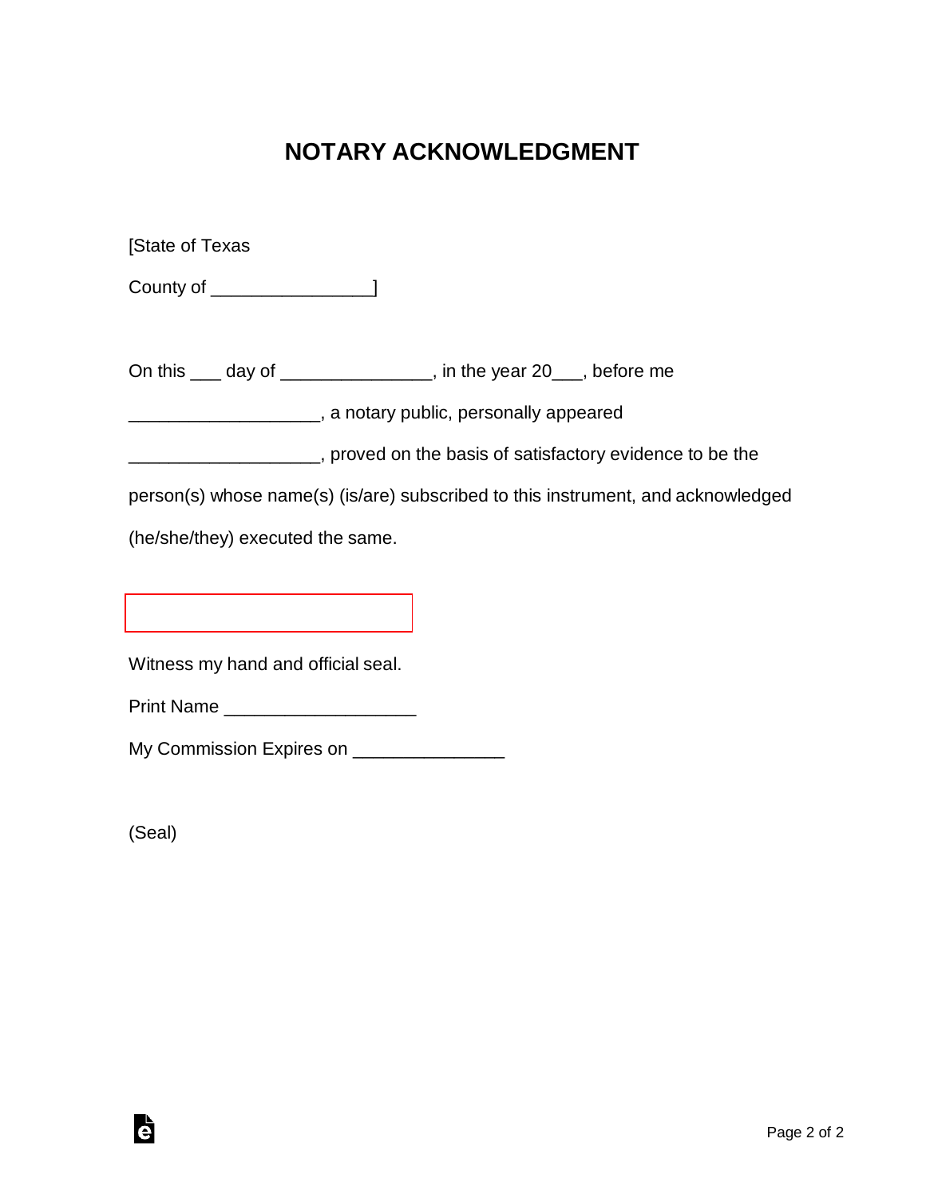# NOTARY ACKNOWLEDGMENT

[State of Texas

County of ________________]

On this ___ day of _______________, in the year 20___, before me

___________________, a notary public, personally appeared

___________________, proved on the basis of satisfactory evidence to be the person(s) whose name(s) (is/are) subscribed to this instrument, and acknowledged (he/she/they) executed the same.

Witness my hand and official seal.

Print Name ___________________

My Commission Expires on _______________

(Seal)